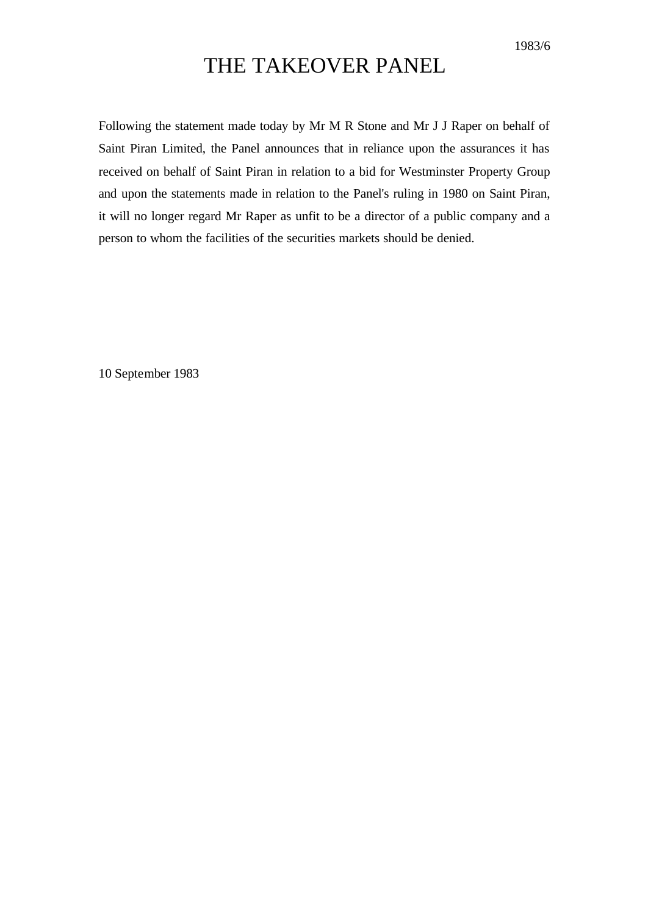1983/6

# THE TAKEOVER PANEL

Following the statement made today by Mr M R Stone and Mr J J Raper on behalf of Saint Piran Limited, the Panel announces that in reliance upon the assurances it has received on behalf of Saint Piran in relation to a bid for Westminster Property Group and upon the statements made in relation to the Panel's ruling in 1980 on Saint Piran, it will no longer regard Mr Raper as unfit to be a director of a public company and a person to whom the facilities of the securities markets should be denied.

10 September 1983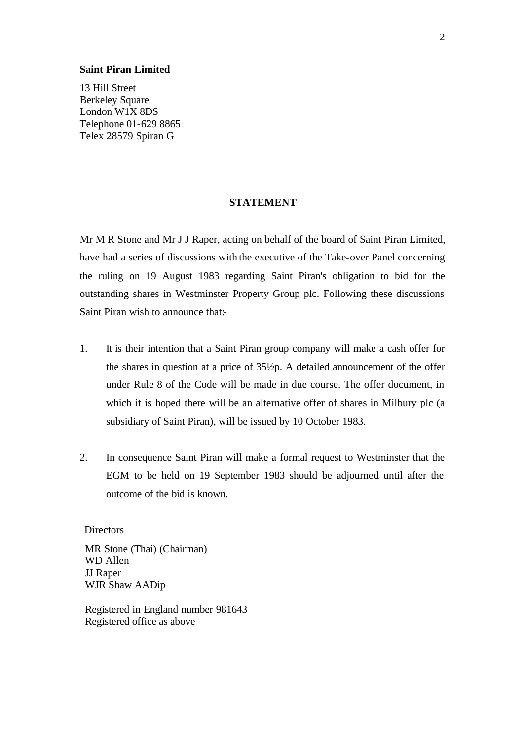**Saint Piran Limited**

13 Hill Street
Berkeley Square
London W1X 8DS
Telephone 01-629 8865
Telex 28579 Spiran G

## STATEMENT

Mr M R Stone and Mr J J Raper, acting on behalf of the board of Saint Piran Limited, have had a series of discussions with the executive of the Take-over Panel concerning the ruling on 19 August 1983 regarding Saint Piran's obligation to bid for the outstanding shares in Westminster Property Group plc. Following these discussions Saint Piran wish to announce that:-

1. It is their intention that a Saint Piran group company will make a cash offer for the shares in question at a price of 35½p. A detailed announcement of the offer under Rule 8 of the Code will be made in due course. The offer document, in which it is hoped there will be an alternative offer of shares in Milbury plc (a subsidiary of Saint Piran), will be issued by 10 October 1983.

2. In consequence Saint Piran will make a formal request to Westminster that the EGM to be held on 19 September 1983 should be adjourned until after the outcome of the bid is known.

Directors

MR Stone (Thai) (Chairman)
WD Allen
JJ Raper
WJR Shaw AADip

Registered in England number 981643
Registered office as above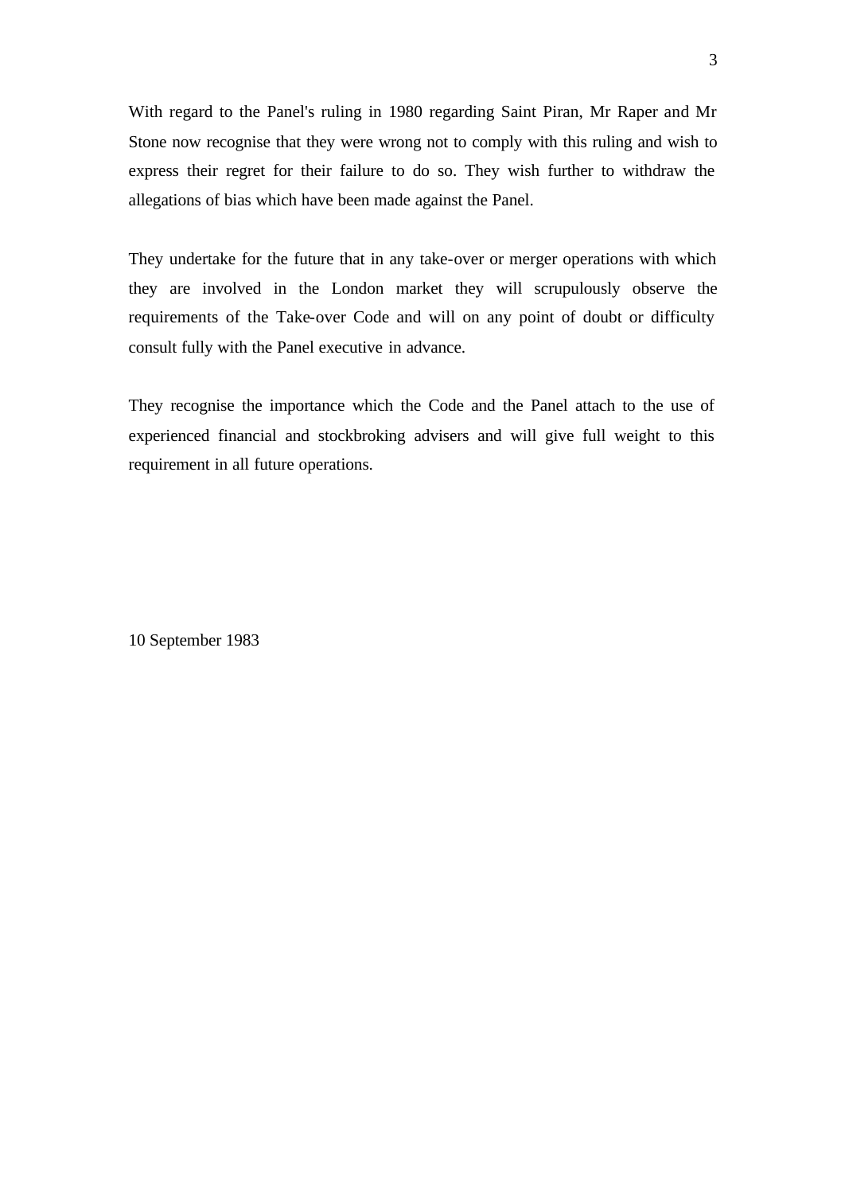With regard to the Panel's ruling in 1980 regarding Saint Piran, Mr Raper and Mr Stone now recognise that they were wrong not to comply with this ruling and wish to express their regret for their failure to do so. They wish further to withdraw the allegations of bias which have been made against the Panel.

They undertake for the future that in any take-over or merger operations with which they are involved in the London market they will scrupulously observe the requirements of the Take-over Code and will on any point of doubt or difficulty consult fully with the Panel executive in advance.

They recognise the importance which the Code and the Panel attach to the use of experienced financial and stockbroking advisers and will give full weight to this requirement in all future operations.

10 September 1983